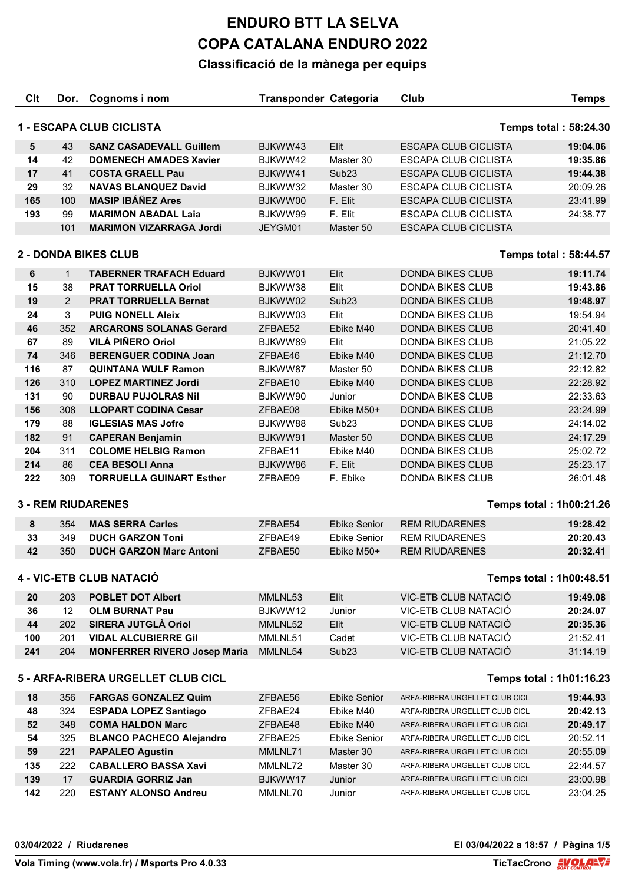# ENDURO BTT LA SELVA

# COPA CATALANA ENDURO 2022

## Classificació de la mànega per equips

### 1 - ESCAPA CLUB CICLISTA

**Temps total : 58:24.30**

| Clt | Dor. | Cognoms i nom | Transponder | Categoria | Club | Temps |
|---|---|---|---|---|---|---|
| 5 | 43 | **SANZ CASADEVALL Guillem** | BJKWW43 | Elit | ESCAPA CLUB CICLISTA | **19:04.06** |
| 14 | 42 | **DOMENECH AMADES Xavier** | BJKWW42 | Master 30 | ESCAPA CLUB CICLISTA | **19:35.86** |
| 17 | 41 | **COSTA GRAELL Pau** | BJKWW41 | Sub23 | ESCAPA CLUB CICLISTA | **19:44.38** |
| 29 | 32 | **NAVAS BLANQUEZ David** | BJKWW32 | Master 30 | ESCAPA CLUB CICLISTA | 20:09.26 |
| 165 | 100 | **MASIP IBÁÑEZ Ares** | BJKWW00 | F. Elit | ESCAPA CLUB CICLISTA | 23:41.99 |
| 193 | 99 | **MARIMON ABADAL Laia** | BJKWW99 | F. Elit | ESCAPA CLUB CICLISTA | 24:38.77 |
| | 101 | **MARIMON VIZARRAGA Jordi** | JEYGM01 | Master 50 | ESCAPA CLUB CICLISTA | |

### 2 - DONDA BIKES CLUB

**Temps total : 58:44.57**

| Clt | Dor. | Cognoms i nom | Transponder | Categoria | Club | Temps |
|---|---|---|---|---|---|---|
| 6 | 1 | **TABERNER TRAFACH Eduard** | BJKWW01 | Elit | DONDA BIKES CLUB | **19:11.74** |
| 15 | 38 | **PRAT TORRUELLA Oriol** | BJKWW38 | Elit | DONDA BIKES CLUB | **19:43.86** |
| 19 | 2 | **PRAT TORRUELLA Bernat** | BJKWW02 | Sub23 | DONDA BIKES CLUB | **19:48.97** |
| 24 | 3 | **PUIG NONELL Aleix** | BJKWW03 | Elit | DONDA BIKES CLUB | 19:54.94 |
| 46 | 352 | **ARCARONS SOLANAS Gerard** | ZFBAE52 | Ebike M40 | DONDA BIKES CLUB | 20:41.40 |
| 67 | 89 | **VILÀ PIÑERO Oriol** | BJKWW89 | Elit | DONDA BIKES CLUB | 21:05.22 |
| 74 | 346 | **BERENGUER CODINA Joan** | ZFBAE46 | Ebike M40 | DONDA BIKES CLUB | 21:12.70 |
| 116 | 87 | **QUINTANA WULF Ramon** | BJKWW87 | Master 50 | DONDA BIKES CLUB | 22:12.82 |
| 126 | 310 | **LOPEZ MARTINEZ Jordi** | ZFBAE10 | Ebike M40 | DONDA BIKES CLUB | 22:28.92 |
| 131 | 90 | **DURBAU PUJOLRAS Nil** | BJKWW90 | Junior | DONDA BIKES CLUB | 22:33.63 |
| 156 | 308 | **LLOPART CODINA Cesar** | ZFBAE08 | Ebike M50+ | DONDA BIKES CLUB | 23:24.99 |
| 179 | 88 | **IGLESIAS MAS Jofre** | BJKWW88 | Sub23 | DONDA BIKES CLUB | 24:14.02 |
| 182 | 91 | **CAPERAN Benjamin** | BJKWW91 | Master 50 | DONDA BIKES CLUB | 24:17.29 |
| 204 | 311 | **COLOME HELBIG Ramon** | ZFBAE11 | Ebike M40 | DONDA BIKES CLUB | 25:02.72 |
| 214 | 86 | **CEA BESOLI Anna** | BJKWW86 | F. Elit | DONDA BIKES CLUB | 25:23.17 |
| 222 | 309 | **TORRUELLA GUINART Esther** | ZFBAE09 | F. Ebike | DONDA BIKES CLUB | 26:01.48 |

### 3 - REM RIUDARENES

**Temps total : 1h00:21.26**

| Clt | Dor. | Cognoms i nom | Transponder | Categoria | Club | Temps |
|---|---|---|---|---|---|---|
| 8 | 354 | **MAS SERRA Carles** | ZFBAE54 | Ebike Senior | REM RIUDARENES | **19:28.42** |
| 33 | 349 | **DUCH GARZON Toni** | ZFBAE49 | Ebike Senior | REM RIUDARENES | **20:20.43** |
| 42 | 350 | **DUCH GARZON Marc Antoni** | ZFBAE50 | Ebike M50+ | REM RIUDARENES | **20:32.41** |

### 4 - VIC-ETB CLUB NATACIÓ

**Temps total : 1h00:48.51**

| Clt | Dor. | Cognoms i nom | Transponder | Categoria | Club | Temps |
|---|---|---|---|---|---|---|
| 20 | 203 | **POBLET DOT Albert** | MMLNL53 | Elit | VIC-ETB CLUB NATACIÓ | **19:49.08** |
| 36 | 12 | **OLM BURNAT Pau** | BJKWW12 | Junior | VIC-ETB CLUB NATACIÓ | **20:24.07** |
| 44 | 202 | **SIRERA JUTGLÀ Oriol** | MMLNL52 | Elit | VIC-ETB CLUB NATACIÓ | **20:35.36** |
| 100 | 201 | **VIDAL ALCUBIERRE Gil** | MMLNL51 | Cadet | VIC-ETB CLUB NATACIÓ | 21:52.41 |
| 241 | 204 | **MONFERRER RIVERO Josep Maria** | MMLNL54 | Sub23 | VIC-ETB CLUB NATACIÓ | 31:14.19 |

### 5 - ARFA-RIBERA URGELLET CLUB CICL

**Temps total : 1h01:16.23**

| Clt | Dor. | Cognoms i nom | Transponder | Categoria | Club | Temps |
|---|---|---|---|---|---|---|
| 18 | 356 | **FARGAS GONZALEZ Quim** | ZFBAE56 | Ebike Senior | ARFA-RIBERA URGELLET CLUB CICL | **19:44.93** |
| 48 | 324 | **ESPADA LOPEZ Santiago** | ZFBAE24 | Ebike M40 | ARFA-RIBERA URGELLET CLUB CICL | **20:42.13** |
| 52 | 348 | **COMA HALDON Marc** | ZFBAE48 | Ebike M40 | ARFA-RIBERA URGELLET CLUB CICL | **20:49.17** |
| 54 | 325 | **BLANCO PACHECO Alejandro** | ZFBAE25 | Ebike Senior | ARFA-RIBERA URGELLET CLUB CICL | 20:52.11 |
| 59 | 221 | **PAPALEO Agustin** | MMLNL71 | Master 30 | ARFA-RIBERA URGELLET CLUB CICL | 20:55.09 |
| 135 | 222 | **CABALLERO BASSA Xavi** | MMLNL72 | Master 30 | ARFA-RIBERA URGELLET CLUB CICL | 22:44.57 |
| 139 | 17 | **GUARDIA GORRIZ Jan** | BJKWW17 | Junior | ARFA-RIBERA URGELLET CLUB CICL | 23:00.98 |
| 142 | 220 | **ESTANY ALONSO Andreu** | MMLNL70 | Junior | ARFA-RIBERA URGELLET CLUB CICL | 23:04.25 |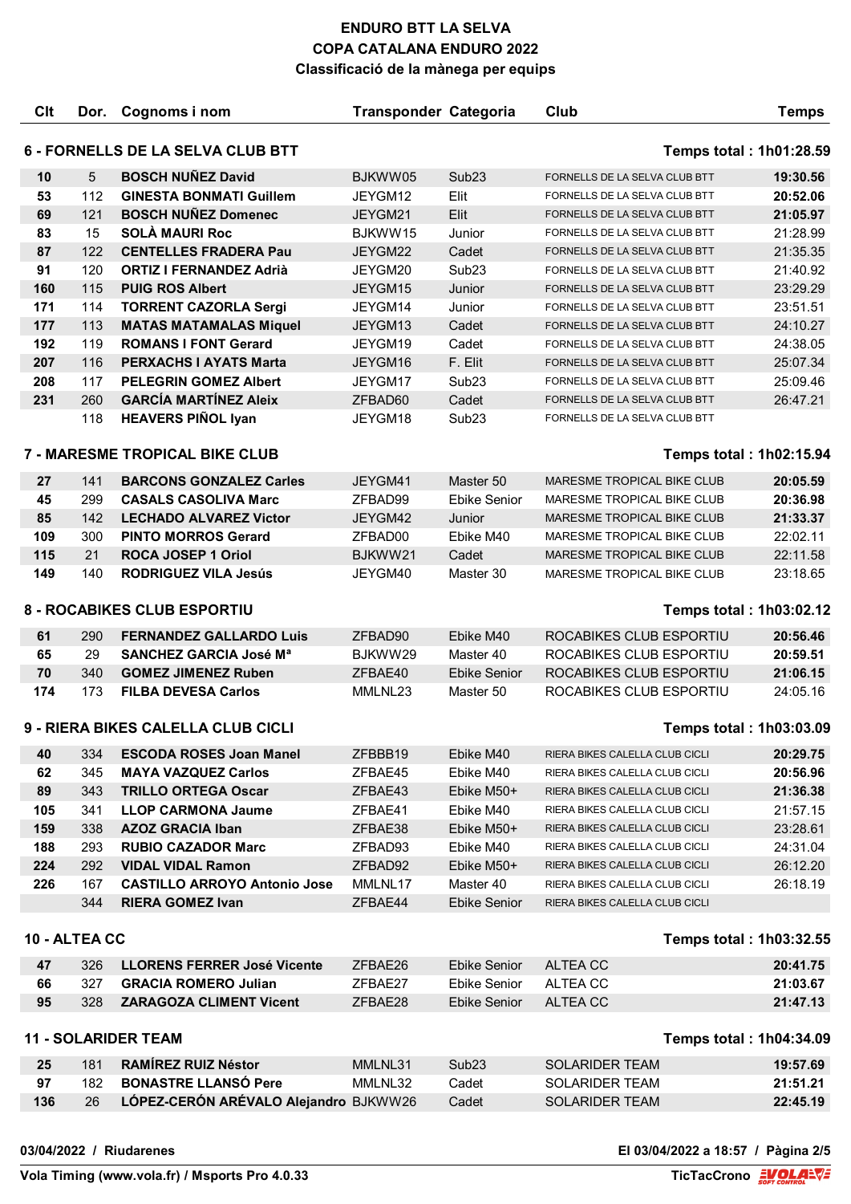# ENDURO BTT LA SELVA
## COPA CATALANA ENDURO 2022
### Classificació de la mànega per equips

### 6 - FORNELLS DE LA SELVA CLUB BTT — Temps total : 1h01:28.59

| Clt | Dor. | Cognoms i nom | Transponder | Categoria | Club | Temps |
|---|---|---|---|---|---|---|
| 10 | 5 | **BOSCH NUÑEZ David** | BJKWW05 | Sub23 | FORNELLS DE LA SELVA CLUB BTT | **19:30.56** |
| 53 | 112 | **GINESTA BONMATI Guillem** | JEYGM12 | Elit | FORNELLS DE LA SELVA CLUB BTT | **20:52.06** |
| 69 | 121 | **BOSCH NUÑEZ Domenec** | JEYGM21 | Elit | FORNELLS DE LA SELVA CLUB BTT | **21:05.97** |
| 83 | 15 | **SOLÀ MAURI Roc** | BJKWW15 | Junior | FORNELLS DE LA SELVA CLUB BTT | 21:28.99 |
| 87 | 122 | **CENTELLES FRADERA Pau** | JEYGM22 | Cadet | FORNELLS DE LA SELVA CLUB BTT | 21:35.35 |
| 91 | 120 | **ORTIZ I FERNANDEZ Adrià** | JEYGM20 | Sub23 | FORNELLS DE LA SELVA CLUB BTT | 21:40.92 |
| 160 | 115 | **PUIG ROS Albert** | JEYGM15 | Junior | FORNELLS DE LA SELVA CLUB BTT | 23:29.29 |
| 171 | 114 | **TORRENT CAZORLA Sergi** | JEYGM14 | Junior | FORNELLS DE LA SELVA CLUB BTT | 23:51.51 |
| 177 | 113 | **MATAS MATAMALAS Miquel** | JEYGM13 | Cadet | FORNELLS DE LA SELVA CLUB BTT | 24:10.27 |
| 192 | 119 | **ROMANS I FONT Gerard** | JEYGM19 | Cadet | FORNELLS DE LA SELVA CLUB BTT | 24:38.05 |
| 207 | 116 | **PERXACHS I AYATS Marta** | JEYGM16 | F. Elit | FORNELLS DE LA SELVA CLUB BTT | 25:07.34 |
| 208 | 117 | **PELEGRIN GOMEZ Albert** | JEYGM17 | Sub23 | FORNELLS DE LA SELVA CLUB BTT | 25:09.46 |
| 231 | 260 | **GARCÍA MARTÍNEZ Aleix** | ZFBAD60 | Cadet | FORNELLS DE LA SELVA CLUB BTT | 26:47.21 |
| | 118 | **HEAVERS PIÑOL Iyan** | JEYGM18 | Sub23 | FORNELLS DE LA SELVA CLUB BTT | |

### 7 - MARESME TROPICAL BIKE CLUB — Temps total : 1h02:15.94

| Clt | Dor. | Cognoms i nom | Transponder | Categoria | Club | Temps |
|---|---|---|---|---|---|---|
| 27 | 141 | **BARCONS GONZALEZ Carles** | JEYGM41 | Master 50 | MARESME TROPICAL BIKE CLUB | **20:05.59** |
| 45 | 299 | **CASALS CASOLIVA Marc** | ZFBAD99 | Ebike Senior | MARESME TROPICAL BIKE CLUB | **20:36.98** |
| 85 | 142 | **LECHADO ALVAREZ Victor** | JEYGM42 | Junior | MARESME TROPICAL BIKE CLUB | **21:33.37** |
| 109 | 300 | **PINTO MORROS Gerard** | ZFBAD00 | Ebike M40 | MARESME TROPICAL BIKE CLUB | 22:02.11 |
| 115 | 21 | **ROCA JOSEP 1 Oriol** | BJKWW21 | Cadet | MARESME TROPICAL BIKE CLUB | 22:11.58 |
| 149 | 140 | **RODRIGUEZ VILA Jesús** | JEYGM40 | Master 30 | MARESME TROPICAL BIKE CLUB | 23:18.65 |

### 8 - ROCABIKES CLUB ESPORTIU — Temps total : 1h03:02.12

| Clt | Dor. | Cognoms i nom | Transponder | Categoria | Club | Temps |
|---|---|---|---|---|---|---|
| 61 | 290 | **FERNANDEZ GALLARDO Luis** | ZFBAD90 | Ebike M40 | ROCABIKES CLUB ESPORTIU | **20:56.46** |
| 65 | 29 | **SANCHEZ GARCIA José Mª** | BJKWW29 | Master 40 | ROCABIKES CLUB ESPORTIU | **20:59.51** |
| 70 | 340 | **GOMEZ JIMENEZ Ruben** | ZFBAE40 | Ebike Senior | ROCABIKES CLUB ESPORTIU | **21:06.15** |
| 174 | 173 | **FILBA DEVESA Carlos** | MMLNL23 | Master 50 | ROCABIKES CLUB ESPORTIU | 24:05.16 |

### 9 - RIERA BIKES CALELLA CLUB CICLI — Temps total : 1h03:03.09

| Clt | Dor. | Cognoms i nom | Transponder | Categoria | Club | Temps |
|---|---|---|---|---|---|---|
| 40 | 334 | **ESCODA ROSES Joan Manel** | ZFBBB19 | Ebike M40 | RIERA BIKES CALELLA CLUB CICLI | **20:29.75** |
| 62 | 345 | **MAYA VAZQUEZ Carlos** | ZFBAE45 | Ebike M40 | RIERA BIKES CALELLA CLUB CICLI | **20:56.96** |
| 89 | 343 | **TRILLO ORTEGA Oscar** | ZFBAE43 | Ebike M50+ | RIERA BIKES CALELLA CLUB CICLI | **21:36.38** |
| 105 | 341 | **LLOP CARMONA Jaume** | ZFBAE41 | Ebike M40 | RIERA BIKES CALELLA CLUB CICLI | 21:57.15 |
| 159 | 338 | **AZOZ GRACIA Iban** | ZFBAE38 | Ebike M50+ | RIERA BIKES CALELLA CLUB CICLI | 23:28.61 |
| 188 | 293 | **RUBIO CAZADOR Marc** | ZFBAD93 | Ebike M40 | RIERA BIKES CALELLA CLUB CICLI | 24:31.04 |
| 224 | 292 | **VIDAL VIDAL Ramon** | ZFBAD92 | Ebike M50+ | RIERA BIKES CALELLA CLUB CICLI | 26:12.20 |
| 226 | 167 | **CASTILLO ARROYO Antonio Jose** | MMLNL17 | Master 40 | RIERA BIKES CALELLA CLUB CICLI | 26:18.19 |
| | 344 | **RIERA GOMEZ Ivan** | ZFBAE44 | Ebike Senior | RIERA BIKES CALELLA CLUB CICLI | |

### 10 - ALTEA CC — Temps total : 1h03:32.55

| Clt | Dor. | Cognoms i nom | Transponder | Categoria | Club | Temps |
|---|---|---|---|---|---|---|
| 47 | 326 | **LLORENS FERRER José Vicente** | ZFBAE26 | Ebike Senior | ALTEA CC | **20:41.75** |
| 66 | 327 | **GRACIA ROMERO Julian** | ZFBAE27 | Ebike Senior | ALTEA CC | **21:03.67** |
| 95 | 328 | **ZARAGOZA CLIMENT Vicent** | ZFBAE28 | Ebike Senior | ALTEA CC | **21:47.13** |

### 11 - SOLARIDER TEAM — Temps total : 1h04:34.09

| Clt | Dor. | Cognoms i nom | Transponder | Categoria | Club | Temps |
|---|---|---|---|---|---|---|
| 25 | 181 | **RAMÍREZ RUIZ Néstor** | MMLNL31 | Sub23 | SOLARIDER TEAM | **19:57.69** |
| 97 | 182 | **BONASTRE LLANSÓ Pere** | MMLNL32 | Cadet | SOLARIDER TEAM | **21:51.21** |
| 136 | 26 | **LÓPEZ-CERÓN ARÉVALO Alejandro** | BJKWW26 | Cadet | SOLARIDER TEAM | **22:45.19** |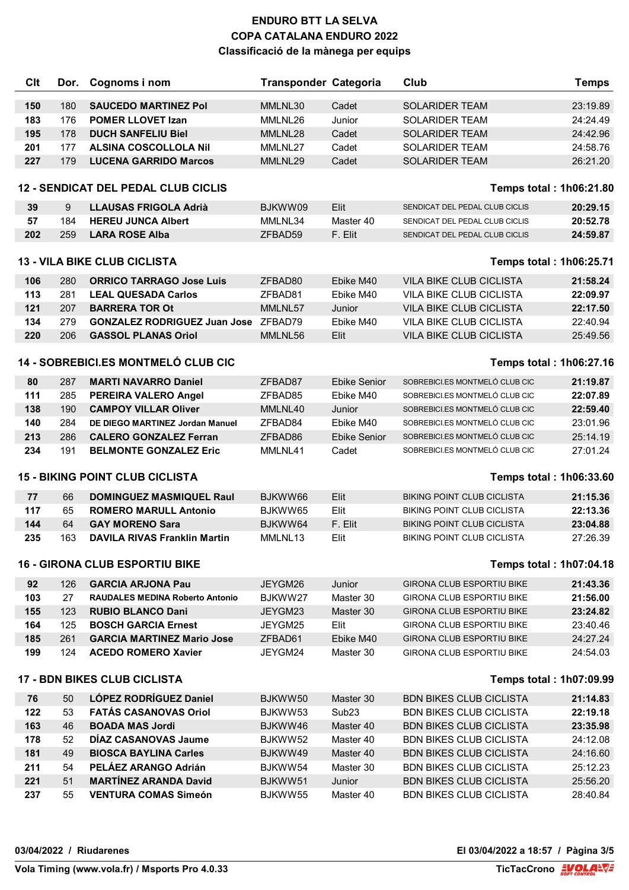# ENDURO BTT LA SELVA
## COPA CATALANA ENDURO 2022
### Classificació de la mànega per equips

| Clt | Dor. | Cognoms i nom | Transponder | Categoria | Club | Temps |
|---|---|---|---|---|---|---|
| 150 | 180 | **SAUCEDO MARTINEZ Pol** | MMLNL30 | Cadet | SOLARIDER TEAM | 23:19.89 |
| 183 | 176 | **POMER LLOVET Izan** | MMLNL26 | Junior | SOLARIDER TEAM | 24:24.49 |
| 195 | 178 | **DUCH SANFELIU Biel** | MMLNL28 | Cadet | SOLARIDER TEAM | 24:42.96 |
| 201 | 177 | **ALSINA COSCOLLOLA Nil** | MMLNL27 | Cadet | SOLARIDER TEAM | 24:58.76 |
| 227 | 179 | **LUCENA GARRIDO Marcos** | MMLNL29 | Cadet | SOLARIDER TEAM | 26:21.20 |

**12 - SENDICAT DEL PEDAL CLUB CICLIS** — Temps total : 1h06:21.80

| Clt | Dor. | Cognoms i nom | Transponder | Categoria | Club | Temps |
|---|---|---|---|---|---|---|
| 39 | 9 | **LLAUSAS FRIGOLA Adrià** | BJKWW09 | Elit | SENDICAT DEL PEDAL CLUB CICLIS | **20:29.15** |
| 57 | 184 | **HEREU JUNCA Albert** | MMLNL34 | Master 40 | SENDICAT DEL PEDAL CLUB CICLIS | **20:52.78** |
| 202 | 259 | **LARA ROSE Alba** | ZFBAD59 | F. Elit | SENDICAT DEL PEDAL CLUB CICLIS | **24:59.87** |

**13 - VILA BIKE CLUB CICLISTA** — Temps total : 1h06:25.71

| Clt | Dor. | Cognoms i nom | Transponder | Categoria | Club | Temps |
|---|---|---|---|---|---|---|
| 106 | 280 | **ORRICO TARRAGO Jose Luis** | ZFBAD80 | Ebike M40 | VILA BIKE CLUB CICLISTA | **21:58.24** |
| 113 | 281 | **LEAL QUESADA Carlos** | ZFBAD81 | Ebike M40 | VILA BIKE CLUB CICLISTA | **22:09.97** |
| 121 | 207 | **BARRERA TOR Ot** | MMLNL57 | Junior | VILA BIKE CLUB CICLISTA | **22:17.50** |
| 134 | 279 | **GONZALEZ RODRIGUEZ Juan Jose** | ZFBAD79 | Ebike M40 | VILA BIKE CLUB CICLISTA | 22:40.94 |
| 220 | 206 | **GASSOL PLANAS Oriol** | MMLNL56 | Elit | VILA BIKE CLUB CICLISTA | 25:49.56 |

**14 - SOBREBICI.ES MONTMELÓ CLUB CIC** — Temps total : 1h06:27.16

| Clt | Dor. | Cognoms i nom | Transponder | Categoria | Club | Temps |
|---|---|---|---|---|---|---|
| 80 | 287 | **MARTI NAVARRO Daniel** | ZFBAD87 | Ebike Senior | SOBREBICI.ES MONTMELÓ CLUB CIC | **21:19.87** |
| 111 | 285 | **PEREIRA VALERO Angel** | ZFBAD85 | Ebike M40 | SOBREBICI.ES MONTMELÓ CLUB CIC | **22:07.89** |
| 138 | 190 | **CAMPOY VILLAR Oliver** | MMLNL40 | Junior | SOBREBICI.ES MONTMELÓ CLUB CIC | **22:59.40** |
| 140 | 284 | **DE DIEGO MARTINEZ Jordan Manuel** | ZFBAD84 | Ebike M40 | SOBREBICI.ES MONTMELÓ CLUB CIC | 23:01.96 |
| 213 | 286 | **CALERO GONZALEZ Ferran** | ZFBAD86 | Ebike Senior | SOBREBICI.ES MONTMELÓ CLUB CIC | 25:14.19 |
| 234 | 191 | **BELMONTE GONZALEZ Eric** | MMLNL41 | Cadet | SOBREBICI.ES MONTMELÓ CLUB CIC | 27:01.24 |

**15 - BIKING POINT CLUB CICLISTA** — Temps total : 1h06:33.60

| Clt | Dor. | Cognoms i nom | Transponder | Categoria | Club | Temps |
|---|---|---|---|---|---|---|
| 77 | 66 | **DOMINGUEZ MASMIQUEL Raul** | BJKWW66 | Elit | BIKING POINT CLUB CICLISTA | **21:15.36** |
| 117 | 65 | **ROMERO MARULL Antonio** | BJKWW65 | Elit | BIKING POINT CLUB CICLISTA | **22:13.36** |
| 144 | 64 | **GAY MORENO Sara** | BJKWW64 | F. Elit | BIKING POINT CLUB CICLISTA | **23:04.88** |
| 235 | 163 | **DAVILA RIVAS Franklin Martin** | MMLNL13 | Elit | BIKING POINT CLUB CICLISTA | 27:26.39 |

**16 - GIRONA CLUB ESPORTIU BIKE** — Temps total : 1h07:04.18

| Clt | Dor. | Cognoms i nom | Transponder | Categoria | Club | Temps |
|---|---|---|---|---|---|---|
| 92 | 126 | **GARCIA ARJONA Pau** | JEYGM26 | Junior | GIRONA CLUB ESPORTIU BIKE | **21:43.36** |
| 103 | 27 | **RAUDALES MEDINA Roberto Antonio** | BJKWW27 | Master 30 | GIRONA CLUB ESPORTIU BIKE | **21:56.00** |
| 155 | 123 | **RUBIO BLANCO Dani** | JEYGM23 | Master 30 | GIRONA CLUB ESPORTIU BIKE | **23:24.82** |
| 164 | 125 | **BOSCH GARCIA Ernest** | JEYGM25 | Elit | GIRONA CLUB ESPORTIU BIKE | 23:40.46 |
| 185 | 261 | **GARCIA MARTINEZ Mario Jose** | ZFBAD61 | Ebike M40 | GIRONA CLUB ESPORTIU BIKE | 24:27.24 |
| 199 | 124 | **ACEDO ROMERO Xavier** | JEYGM24 | Master 30 | GIRONA CLUB ESPORTIU BIKE | 24:54.03 |

**17 - BDN BIKES CLUB CICLISTA** — Temps total : 1h07:09.99

| Clt | Dor. | Cognoms i nom | Transponder | Categoria | Club | Temps |
|---|---|---|---|---|---|---|
| 76 | 50 | **LÓPEZ RODRÍGUEZ Daniel** | BJKWW50 | Master 30 | BDN BIKES CLUB CICLISTA | **21:14.83** |
| 122 | 53 | **FATÁS CASANOVAS Oriol** | BJKWW53 | Sub23 | BDN BIKES CLUB CICLISTA | **22:19.18** |
| 163 | 46 | **BOADA MAS Jordi** | BJKWW46 | Master 40 | BDN BIKES CLUB CICLISTA | **23:35.98** |
| 178 | 52 | **DÍAZ CASANOVAS Jaume** | BJKWW52 | Master 40 | BDN BIKES CLUB CICLISTA | 24:12.08 |
| 181 | 49 | **BIOSCA BAYLINA Carles** | BJKWW49 | Master 40 | BDN BIKES CLUB CICLISTA | 24:16.60 |
| 211 | 54 | **PELÁEZ ARANGO Adrián** | BJKWW54 | Master 30 | BDN BIKES CLUB CICLISTA | 25:12.23 |
| 221 | 51 | **MARTÍNEZ ARANDA David** | BJKWW51 | Junior | BDN BIKES CLUB CICLISTA | 25:56.20 |
| 237 | 55 | **VENTURA COMAS Simeón** | BJKWW55 | Master 40 | BDN BIKES CLUB CICLISTA | 28:40.84 |

**03/04/2022 / Riudarenes** — **El 03/04/2022 a 18:57**

**Vola Timing (www.vola.fr) / Msports Pro 4.0.33** — **TicTacCrono**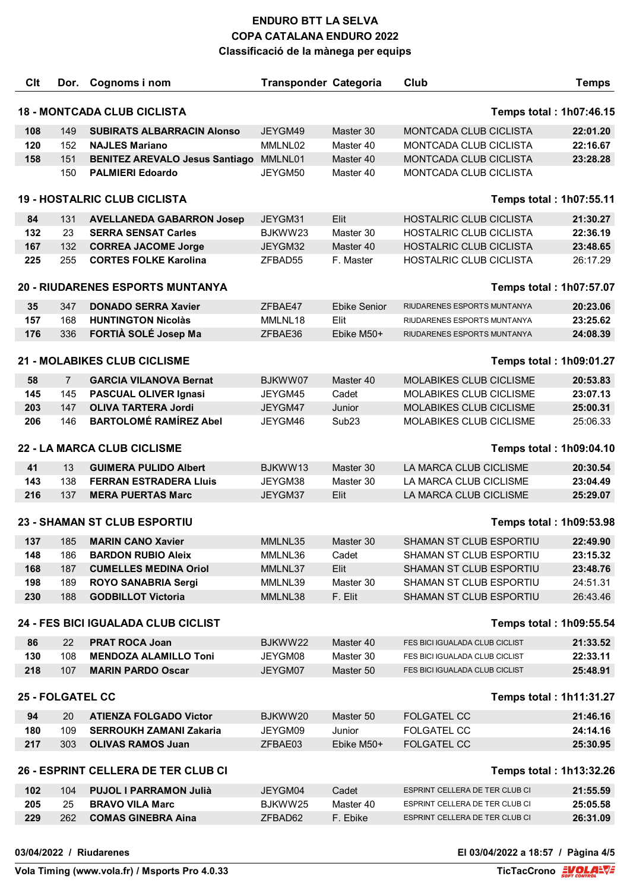# ENDURO BTT LA SELVA
## COPA CATALANA ENDURO 2022
### Classificació de la mànega per equips

| Clt | Dor. | Cognoms i nom | Transponder | Categoria | Club | Temps |
|---|---|---|---|---|---|---|
| **18 - MONTCADA CLUB CICLISTA** | | | | | | **Temps total : 1h07:46.15** |
| 108 | 149 | SUBIRATS ALBARRACIN Alonso | JEYGM49 | Master 30 | MONTCADA CLUB CICLISTA | 22:01.20 |
| 120 | 152 | NAJLES Mariano | MMLNL02 | Master 40 | MONTCADA CLUB CICLISTA | 22:16.67 |
| 158 | 151 | BENITEZ AREVALO Jesus Santiago | MMLNL01 | Master 40 | MONTCADA CLUB CICLISTA | 23:28.28 |
| | 150 | PALMIERI Edoardo | JEYGM50 | Master 40 | MONTCADA CLUB CICLISTA | |
| **19 - HOSTALRIC CLUB CICLISTA** | | | | | | **Temps total : 1h07:55.11** |
| 84 | 131 | AVELLANEDA GABARRON Josep | JEYGM31 | Elit | HOSTALRIC CLUB CICLISTA | 21:30.27 |
| 132 | 23 | SERRA SENSAT Carles | BJKWW23 | Master 30 | HOSTALRIC CLUB CICLISTA | 22:36.19 |
| 167 | 132 | CORREA JACOME Jorge | JEYGM32 | Master 40 | HOSTALRIC CLUB CICLISTA | 23:48.65 |
| 225 | 255 | CORTES FOLKE Karolina | ZFBAD55 | F. Master | HOSTALRIC CLUB CICLISTA | 26:17.29 |
| **20 - RIUDARENES ESPORTS MUNTANYA** | | | | | | **Temps total : 1h07:57.07** |
| 35 | 347 | DONADO SERRA Xavier | ZFBAE47 | Ebike Senior | RIUDARENES ESPORTS MUNTANYA | 20:23.06 |
| 157 | 168 | HUNTINGTON Nicolàs | MMLNL18 | Elit | RIUDARENES ESPORTS MUNTANYA | 23:25.62 |
| 176 | 336 | FORTIÀ SOLÉ Josep Ma | ZFBAE36 | Ebike M50+ | RIUDARENES ESPORTS MUNTANYA | 24:08.39 |
| **21 - MOLABIKES CLUB CICLISME** | | | | | | **Temps total : 1h09:01.27** |
| 58 | 7 | GARCIA VILANOVA Bernat | BJKWW07 | Master 40 | MOLABIKES CLUB CICLISME | 20:53.83 |
| 145 | 145 | PASCUAL OLIVER Ignasi | JEYGM45 | Cadet | MOLABIKES CLUB CICLISME | 23:07.13 |
| 203 | 147 | OLIVA TARTERA Jordi | JEYGM47 | Junior | MOLABIKES CLUB CICLISME | 25:00.31 |
| 206 | 146 | BARTOLOMÉ RAMÍREZ Abel | JEYGM46 | Sub23 | MOLABIKES CLUB CICLISME | 25:06.33 |
| **22 - LA MARCA CLUB CICLISME** | | | | | | **Temps total : 1h09:04.10** |
| 41 | 13 | GUIMERA PULIDO Albert | BJKWW13 | Master 30 | LA MARCA CLUB CICLISME | 20:30.54 |
| 143 | 138 | FERRAN ESTRADERA Lluis | JEYGM38 | Master 30 | LA MARCA CLUB CICLISME | 23:04.49 |
| 216 | 137 | MERA PUERTAS Marc | JEYGM37 | Elit | LA MARCA CLUB CICLISME | 25:29.07 |
| **23 - SHAMAN ST CLUB ESPORTIU** | | | | | | **Temps total : 1h09:53.98** |
| 137 | 185 | MARIN CANO Xavier | MMLNL35 | Master 30 | SHAMAN ST CLUB ESPORTIU | 22:49.90 |
| 148 | 186 | BARDON RUBIO Aleix | MMLNL36 | Cadet | SHAMAN ST CLUB ESPORTIU | 23:15.32 |
| 168 | 187 | CUMELLES MEDINA Oriol | MMLNL37 | Elit | SHAMAN ST CLUB ESPORTIU | 23:48.76 |
| 198 | 189 | ROYO SANABRIA Sergi | MMLNL39 | Master 30 | SHAMAN ST CLUB ESPORTIU | 24:51.31 |
| 230 | 188 | GODBILLOT Victoria | MMLNL38 | F. Elit | SHAMAN ST CLUB ESPORTIU | 26:43.46 |
| **24 - FES BICI IGUALADA CLUB CICLIST** | | | | | | **Temps total : 1h09:55.54** |
| 86 | 22 | PRAT ROCA Joan | BJKWW22 | Master 40 | FES BICI IGUALADA CLUB CICLIST | 21:33.52 |
| 130 | 108 | MENDOZA ALAMILLO Toni | JEYGM08 | Master 30 | FES BICI IGUALADA CLUB CICLIST | 22:33.11 |
| 218 | 107 | MARIN PARDO Oscar | JEYGM07 | Master 50 | FES BICI IGUALADA CLUB CICLIST | 25:48.91 |
| **25 - FOLGATEL CC** | | | | | | **Temps total : 1h11:31.27** |
| 94 | 20 | ATIENZA FOLGADO Victor | BJKWW20 | Master 50 | FOLGATEL CC | 21:46.16 |
| 180 | 109 | SERROUKH ZAMANI Zakaria | JEYGM09 | Junior | FOLGATEL CC | 24:14.16 |
| 217 | 303 | OLIVAS RAMOS Juan | ZFBAE03 | Ebike M50+ | FOLGATEL CC | 25:30.95 |
| **26 - ESPRINT CELLERA DE TER CLUB CI** | | | | | | **Temps total : 1h13:32.26** |
| 102 | 104 | PUJOL I PARRAMON Julià | JEYGM04 | Cadet | ESPRINT CELLERA DE TER CLUB CI | 21:55.59 |
| 205 | 25 | BRAVO VILA Marc | BJKWW25 | Master 40 | ESPRINT CELLERA DE TER CLUB CI | 25:05.58 |
| 229 | 262 | COMAS GINEBRA Aina | ZFBAD62 | F. Ebike | ESPRINT CELLERA DE TER CLUB CI | 26:31.09 |

03/04/2022 / Riudarenes — El 03/04/2022 a 18:57

Vola Timing (www.vola.fr) / Msports Pro 4.0.33 — TicTacCrono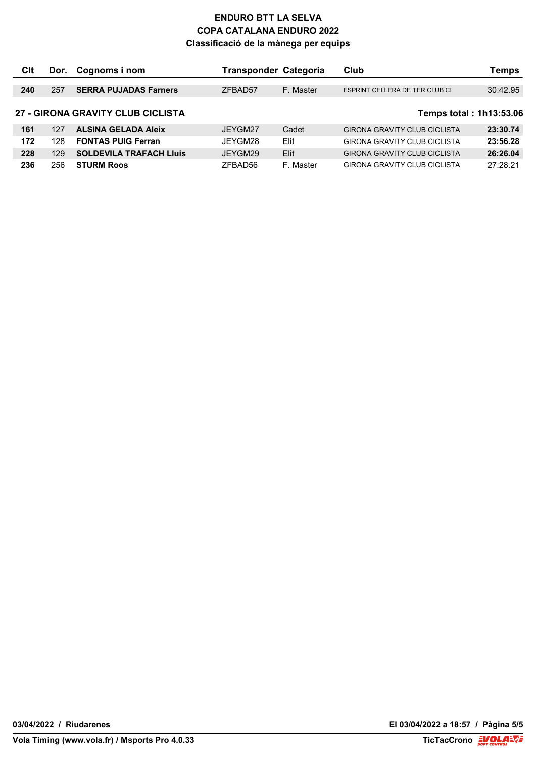# ENDURO BTT LA SELVA
## COPA CATALANA ENDURO 2022
### Classificació de la mànega per equips

| Clt | Dor. | Cognoms i nom | Transponder | Categoria | Club | Temps |
|---|---|---|---|---|---|---|
| **240** | 257 | **SERRA PUJADAS Farners** | ZFBAD57 | F. Master | ESPRINT CELLERA DE TER CLUB CI | 30:42.95 |

**27 - GIRONA GRAVITY CLUB CICLISTA** — **Temps total : 1h13:53.06**

| Clt | Dor. | Cognoms i nom | Transponder | Categoria | Club | Temps |
|---|---|---|---|---|---|---|
| **161** | 127 | **ALSINA GELADA Aleix** | JEYGM27 | Cadet | GIRONA GRAVITY CLUB CICLISTA | **23:30.74** |
| **172** | 128 | **FONTAS PUIG Ferran** | JEYGM28 | Elit | GIRONA GRAVITY CLUB CICLISTA | **23:56.28** |
| **228** | 129 | **SOLDEVILA TRAFACH Lluis** | JEYGM29 | Elit | GIRONA GRAVITY CLUB CICLISTA | **26:26.04** |
| **236** | 256 | **STURM Roos** | ZFBAD56 | F. Master | GIRONA GRAVITY CLUB CICLISTA | 27:28.21 |